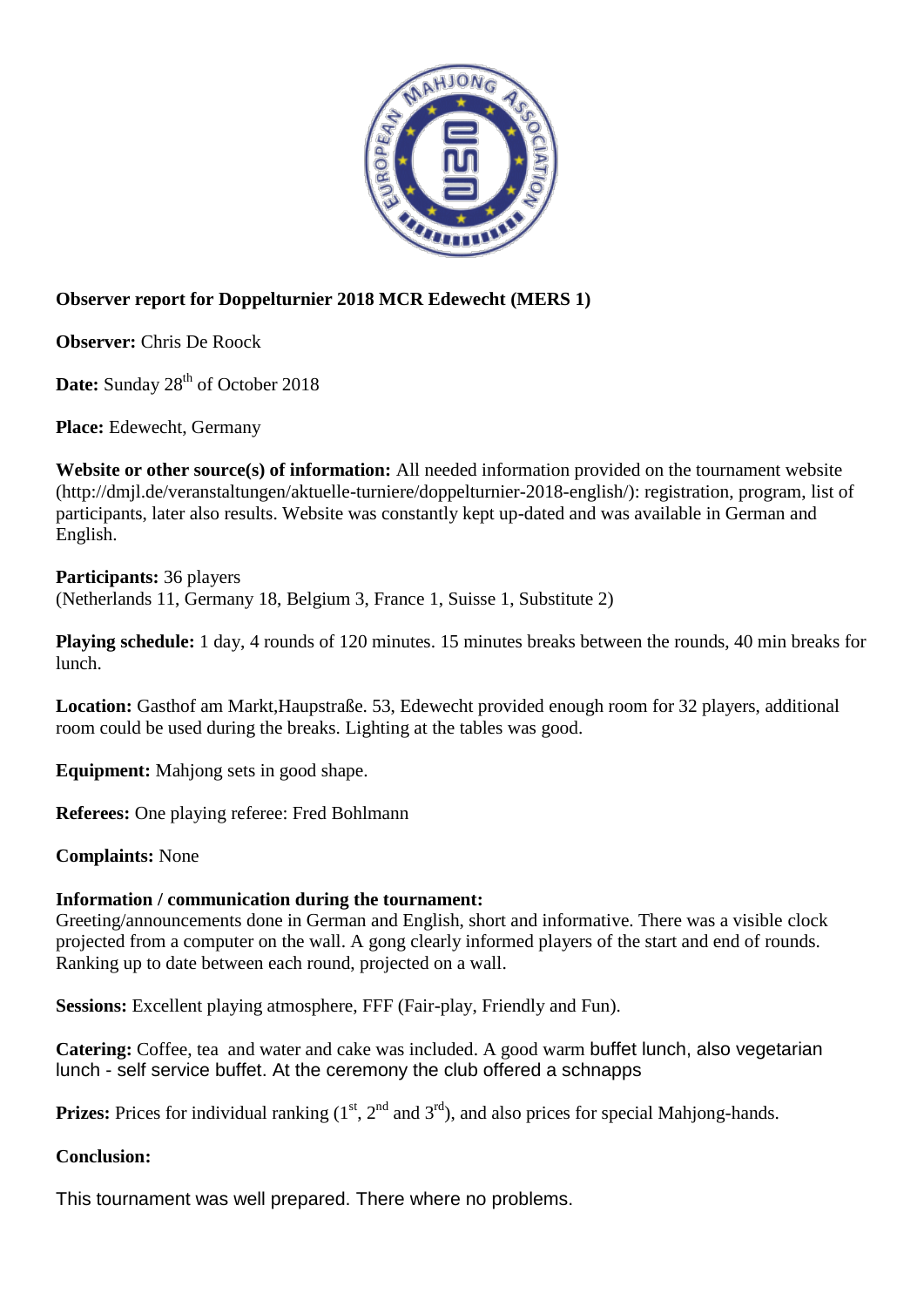**Observer report for Doppelturnier 2018 MCR Edewecht (MERS 1)**

**Observer:** Chris De Roock

**Date:** Sunday 28th of October 2018

**Place:** Edewecht, Germany

**Website or other source(s) of information:** All needed information provided on the tournament website (http://dmjl.de/veranstaltungen/aktuelle-turniere/doppelturnier-2018-english/): registration, program, list of participants, later also results. Website was constantly kept up-dated and was available in German and English.

**Participants:** 36 players
(Netherlands 11, Germany 18, Belgium 3, France 1, Suisse 1, Substitute 2)

**Playing schedule:** 1 day, 4 rounds of 120 minutes. 15 minutes breaks between the rounds, 40 min breaks for lunch.

**Location:** Gasthof am Markt,Haupstraße. 53, Edewecht provided enough room for 32 players, additional room could be used during the breaks. Lighting at the tables was good.

**Equipment:** Mahjong sets in good shape.

**Referees:** One playing referee: Fred Bohlmann

**Complaints:** None

**Information / communication during the tournament:**
Greeting/announcements done in German and English, short and informative. There was a visible clock projected from a computer on the wall. A gong clearly informed players of the start and end of rounds. Ranking up to date between each round, projected on a wall.

**Sessions:** Excellent playing atmosphere, FFF (Fair-play, Friendly and Fun).

**Catering:** Coffee, tea and water and cake was included. A good warm buffet lunch, also vegetarian lunch - self service buffet. At the ceremony the club offered a schnapps

**Prizes:** Prices for individual ranking (1st, 2nd and 3rd), and also prices for special Mahjong-hands.

**Conclusion:**

This tournament was well prepared. There where no problems.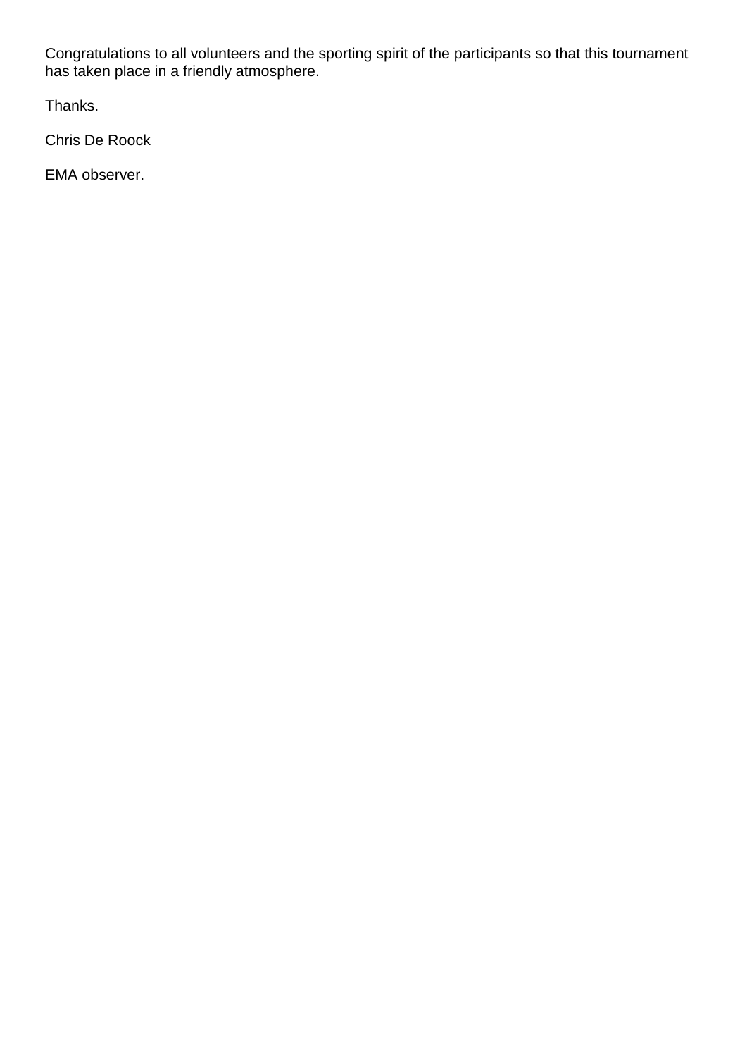Congratulations to all volunteers and the sporting spirit of the participants so that this tournament has taken place in a friendly atmosphere.

Thanks.

Chris De Roock

EMA observer.